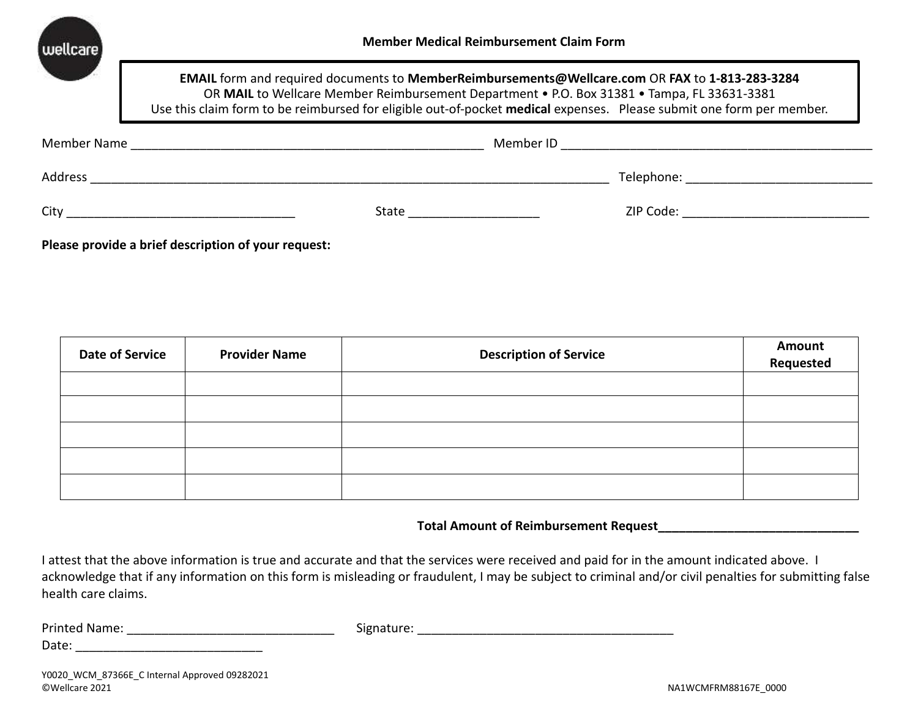# Member Medical Reimbursement Claim Form

**EMAIL** form and required documents to **MemberReimbursements@Wellcare.com** OR **FAX** to **1-813-283-3284**
OR **MAIL** to Wellcare Member Reimbursement Department • P.O. Box 31381 • Tampa, FL 33631-3381
Use this claim form to be reimbursed for eligible out-of-pocket **medical** expenses. Please submit one form per member.

Member Name ____________________________________________________ Member ID ______________________________________________

Address ________________________________________________________________________________ Telephone: ___________________________

City _________________________________ State ___________________ ZIP Code: ___________________________

**Please provide a brief description of your request:**

| Date of Service | Provider Name | Description of Service | Amount Requested |
|---|---|---|---|
| | | | |
| | | | |
| | | | |
| | | | |
| | | | |

**Total Amount of Reimbursement Request______________________________**

I attest that the above information is true and accurate and that the services were received and paid for in the amount indicated above. I acknowledge that if any information on this form is misleading or fraudulent, I may be subject to criminal and/or civil penalties for submitting false health care claims.

Printed Name: ______________________________ Signature: _____________________________________
Date: ___________________________

Y0020_WCM_87366E_C Internal Approved 09282021
©Wellcare 2021

NA1WCMFRM88167E_0000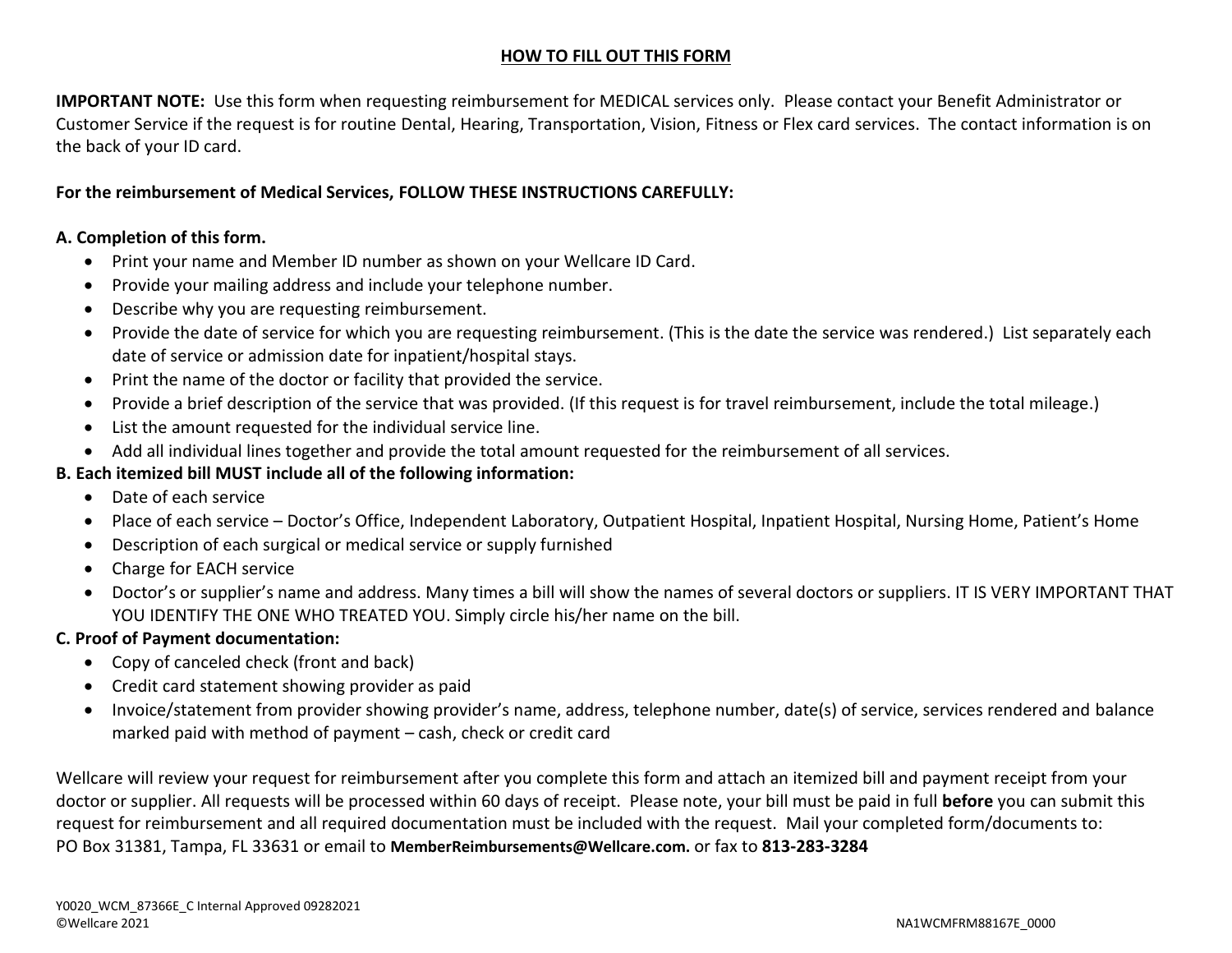## HOW TO FILL OUT THIS FORM

**IMPORTANT NOTE:** Use this form when requesting reimbursement for MEDICAL services only. Please contact your Benefit Administrator or Customer Service if the request is for routine Dental, Hearing, Transportation, Vision, Fitness or Flex card services. The contact information is on the back of your ID card.

**For the reimbursement of Medical Services, FOLLOW THESE INSTRUCTIONS CAREFULLY:**

**A. Completion of this form.**

- Print your name and Member ID number as shown on your Wellcare ID Card.
- Provide your mailing address and include your telephone number.
- Describe why you are requesting reimbursement.
- Provide the date of service for which you are requesting reimbursement. (This is the date the service was rendered.) List separately each date of service or admission date for inpatient/hospital stays.
- Print the name of the doctor or facility that provided the service.
- Provide a brief description of the service that was provided. (If this request is for travel reimbursement, include the total mileage.)
- List the amount requested for the individual service line.
- Add all individual lines together and provide the total amount requested for the reimbursement of all services.

**B. Each itemized bill MUST include all of the following information:**

- Date of each service
- Place of each service – Doctor's Office, Independent Laboratory, Outpatient Hospital, Inpatient Hospital, Nursing Home, Patient's Home
- Description of each surgical or medical service or supply furnished
- Charge for EACH service
- Doctor's or supplier's name and address. Many times a bill will show the names of several doctors or suppliers. IT IS VERY IMPORTANT THAT YOU IDENTIFY THE ONE WHO TREATED YOU. Simply circle his/her name on the bill.

**C. Proof of Payment documentation:**

- Copy of canceled check (front and back)
- Credit card statement showing provider as paid
- Invoice/statement from provider showing provider's name, address, telephone number, date(s) of service, services rendered and balance marked paid with method of payment – cash, check or credit card

Wellcare will review your request for reimbursement after you complete this form and attach an itemized bill and payment receipt from your doctor or supplier. All requests will be processed within 60 days of receipt. Please note, your bill must be paid in full **before** you can submit this request for reimbursement and all required documentation must be included with the request. Mail your completed form/documents to: PO Box 31381, Tampa, FL 33631 or email to **MemberReimbursements@Wellcare.com.** or fax to **813-283-3284**

Y0020_WCM_87366E_C Internal Approved 09282021
©Wellcare 2021

NA1WCMFRM88167E_0000